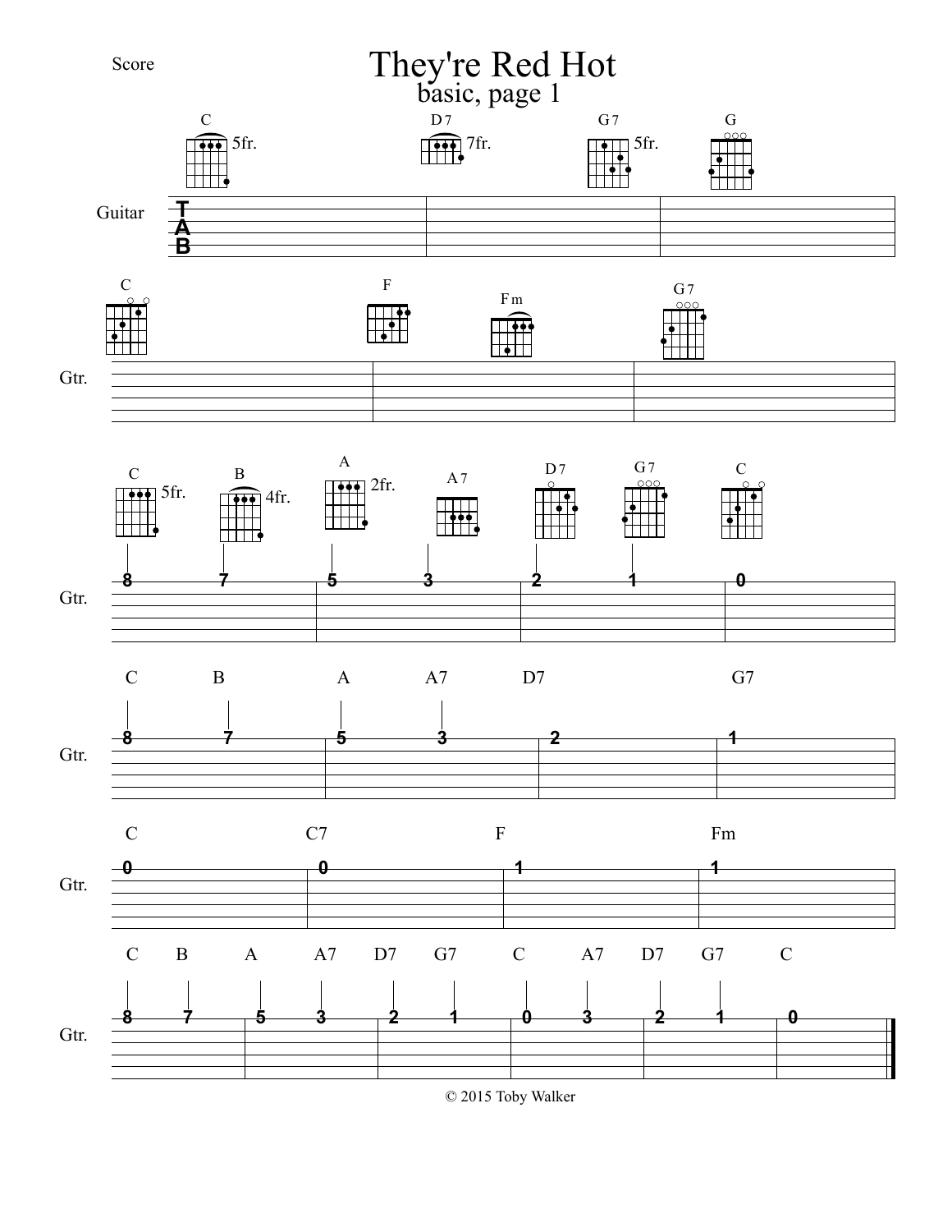Score

# They're Red Hot

## basic, page 1

Guitar

C 5fr. | D7 7fr. | G7 5fr. | G

C | F | Fm | G7

C 5fr. | B 4fr. | A 2fr. | A7 | D7 | G7 | C

8 7 | 5 3 | 2 1 | 0

C B | A A7 | D7 | G7

8 7 | 5 3 | 2 | 1

C | C7 | F | Fm

0 | 0 | 1 | 1

C B | A A7 | D7 G7 | C A7 | D7 G7 | C

8 7 | 5 3 | 2 1 | 0 3 | 2 1 | 0

© 2015 Toby Walker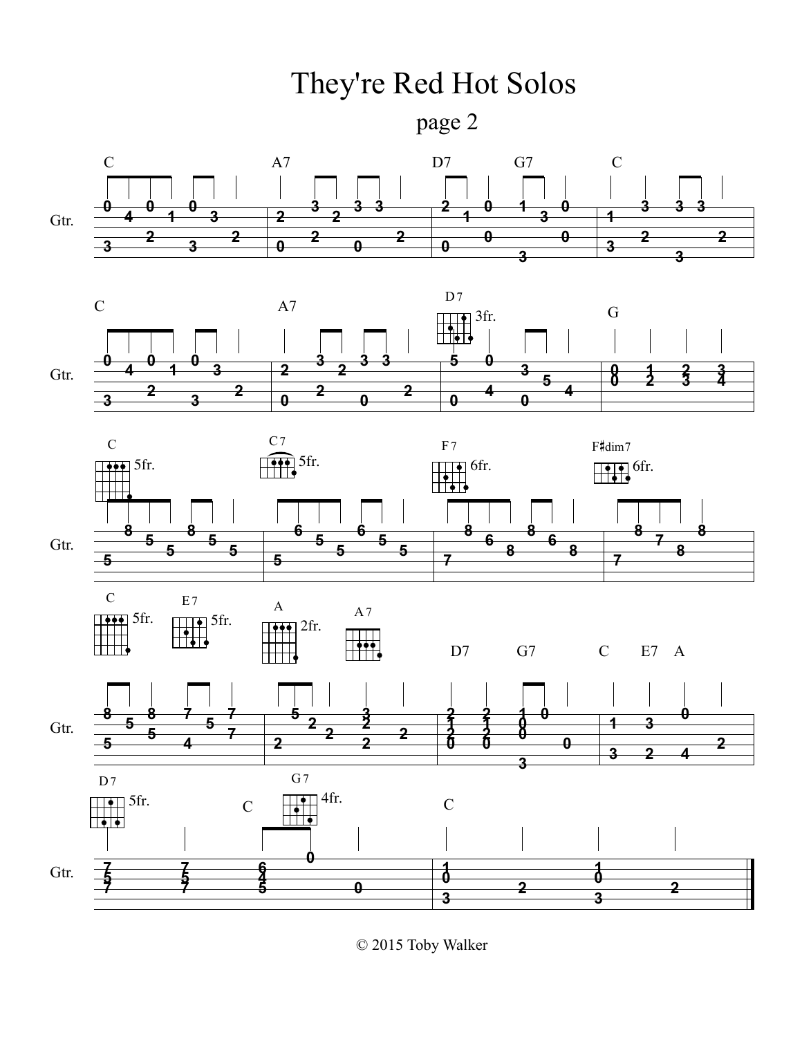# They're Red Hot Solos

page 2

C A7 D7 G7 C

C A7 D7 3fr. G

C 5fr. C7 5fr. F7 6fr. F♯dim7 6fr.

C 5fr. E7 5fr. A 2fr. A7 D7 G7 C E7 A

D7 5fr. C G7 4fr. C

© 2015 Toby Walker